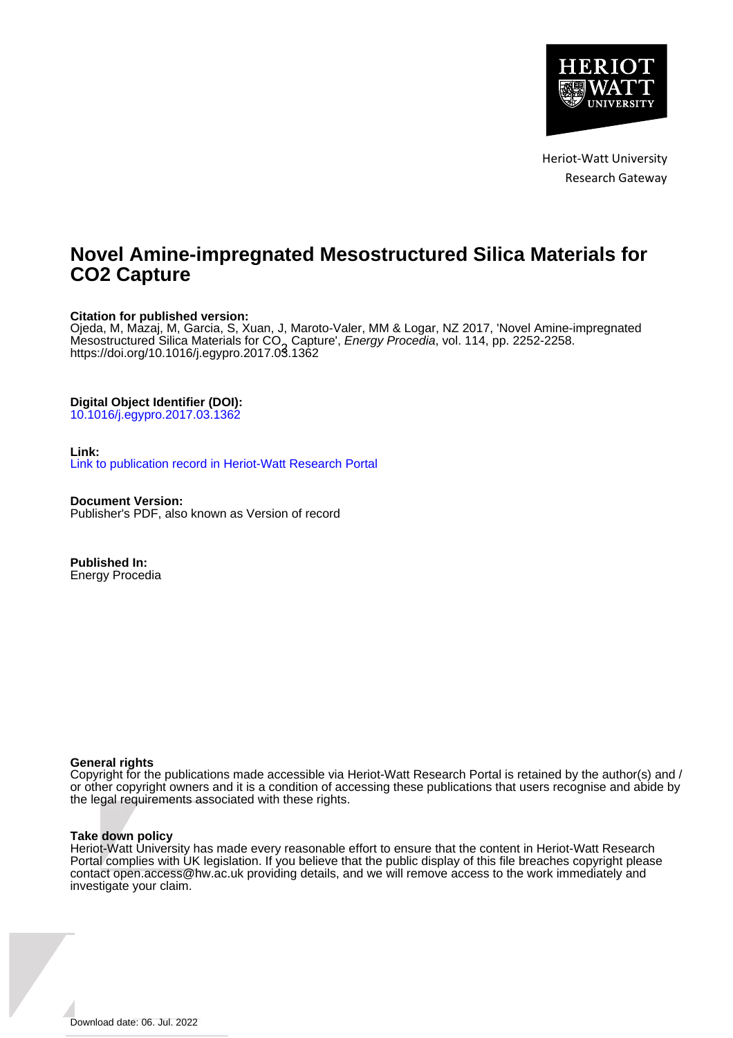Heriot-Watt University
Research Gateway

# Novel Amine-impregnated Mesostructured Silica Materials for CO2 Capture

**Citation for published version:**
Ojeda, M, Mazaj, M, Garcia, S, Xuan, J, Maroto-Valer, MM & Logar, NZ 2017, 'Novel Amine-impregnated Mesostructured Silica Materials for $CO_2$ Capture', *Energy Procedia*, vol. 114, pp. 2252-2258. https://doi.org/10.1016/j.egypro.2017.03.1362

**Digital Object Identifier (DOI):**
10.1016/j.egypro.2017.03.1362

**Link:**
Link to publication record in Heriot-Watt Research Portal

**Document Version:**
Publisher's PDF, also known as Version of record

**Published In:**
Energy Procedia

**General rights**
Copyright for the publications made accessible via Heriot-Watt Research Portal is retained by the author(s) and / or other copyright owners and it is a condition of accessing these publications that users recognise and abide by the legal requirements associated with these rights.

**Take down policy**
Heriot-Watt University has made every reasonable effort to ensure that the content in Heriot-Watt Research Portal complies with UK legislation. If you believe that the public display of this file breaches copyright please contact open.access@hw.ac.uk providing details, and we will remove access to the work immediately and investigate your claim.

Download date: 06. Jul. 2022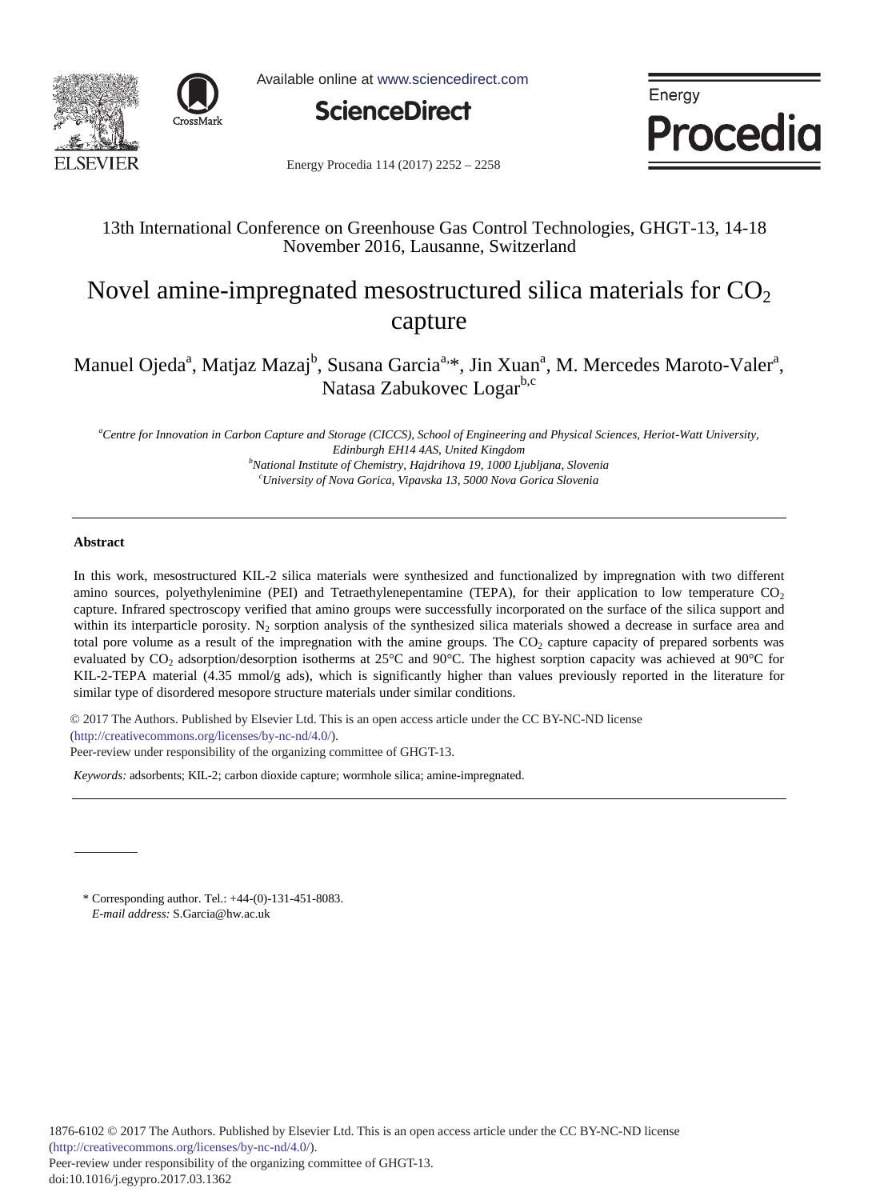13th International Conference on Greenhouse Gas Control Technologies, GHGT-13, 14-18 November 2016, Lausanne, Switzerland

# Novel amine-impregnated mesostructured silica materials for $CO_2$ capture

Manuel Ojeda[a], Matjaz Mazaj[b], Susana Garcia[a,]*, Jin Xuan[a], M. Mercedes Maroto-Valer[a], Natasa Zabukovec Logar[b,c]

[a]*Centre for Innovation in Carbon Capture and Storage (CICCS), School of Engineering and Physical Sciences, Heriot-Watt University, Edinburgh EH14 4AS, United Kingdom*
[b]*National Institute of Chemistry, Hajdrihova 19, 1000 Ljubljana, Slovenia*
[c]*University of Nova Gorica, Vipavska 13, 5000 Nova Gorica Slovenia*

---

**Abstract**

In this work, mesostructured KIL-2 silica materials were synthesized and functionalized by impregnation with two different amino sources, polyethylenimine (PEI) and Tetraethylenepentamine (TEPA), for their application to low temperature $CO_2$ capture. Infrared spectroscopy verified that amino groups were successfully incorporated on the surface of the silica support and within its interparticle porosity. $N_2$ sorption analysis of the synthesized silica materials showed a decrease in surface area and total pore volume as a result of the impregnation with the amine groups. The $CO_2$ capture capacity of prepared sorbents was evaluated by $CO_2$ adsorption/desorption isotherms at 25°C and 90°C. The highest sorption capacity was achieved at 90°C for KIL-2-TEPA material (4.35 mmol/g ads), which is significantly higher than values previously reported in the literature for similar type of disordered mesopore structure materials under similar conditions.

© 2017 The Authors. Published by Elsevier Ltd. This is an open access article under the CC BY-NC-ND license (http://creativecommons.org/licenses/by-nc-nd/4.0/).
Peer-review under responsibility of the organizing committee of GHGT-13.

*Keywords:* adsorbents; KIL-2; carbon dioxide capture; wormhole silica; amine-impregnated.

---

\* Corresponding author. Tel.: +44-(0)-131-451-8083.
*E-mail address:* S.Garcia@hw.ac.uk

1876-6102 © 2017 The Authors. Published by Elsevier Ltd. This is an open access article under the CC BY-NC-ND license (http://creativecommons.org/licenses/by-nc-nd/4.0/).
Peer-review under responsibility of the organizing committee of GHGT-13.
doi:10.1016/j.egypro.2017.03.1362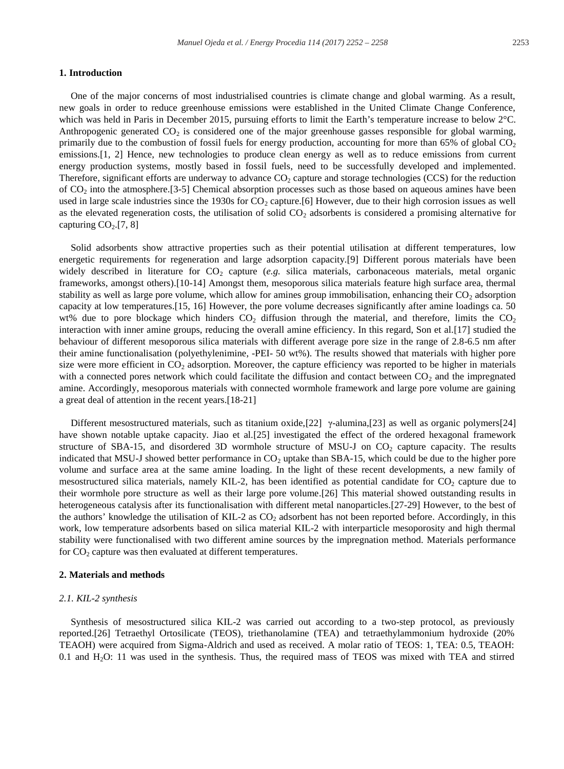## 1. Introduction

One of the major concerns of most industrialised countries is climate change and global warming. As a result, new goals in order to reduce greenhouse emissions were established in the United Climate Change Conference, which was held in Paris in December 2015, pursuing efforts to limit the Earth's temperature increase to below 2°C. Anthropogenic generated $CO_2$ is considered one of the major greenhouse gasses responsible for global warming, primarily due to the combustion of fossil fuels for energy production, accounting for more than 65% of global $CO_2$ emissions.[1, 2] Hence, new technologies to produce clean energy as well as to reduce emissions from current energy production systems, mostly based in fossil fuels, need to be successfully developed and implemented. Therefore, significant efforts are underway to advance $CO_2$ capture and storage technologies (CCS) for the reduction of $CO_2$ into the atmosphere.[3-5] Chemical absorption processes such as those based on aqueous amines have been used in large scale industries since the 1930s for $CO_2$ capture.[6] However, due to their high corrosion issues as well as the elevated regeneration costs, the utilisation of solid $CO_2$ adsorbents is considered a promising alternative for capturing $CO_2$.[7, 8]

Solid adsorbents show attractive properties such as their potential utilisation at different temperatures, low energetic requirements for regeneration and large adsorption capacity.[9] Different porous materials have been widely described in literature for $CO_2$ capture (*e.g.* silica materials, carbonaceous materials, metal organic frameworks, amongst others).[10-14] Amongst them, mesoporous silica materials feature high surface area, thermal stability as well as large pore volume, which allow for amines group immobilisation, enhancing their $CO_2$ adsorption capacity at low temperatures.[15, 16] However, the pore volume decreases significantly after amine loadings ca. 50 wt% due to pore blockage which hinders $CO_2$ diffusion through the material, and therefore, limits the $CO_2$ interaction with inner amine groups, reducing the overall amine efficiency. In this regard, Son et al.[17] studied the behaviour of different mesoporous silica materials with different average pore size in the range of 2.8-6.5 nm after their amine functionalisation (polyethylenimine, -PEI- 50 wt%). The results showed that materials with higher pore size were more efficient in $CO_2$ adsorption. Moreover, the capture efficiency was reported to be higher in materials with a connected pores network which could facilitate the diffusion and contact between $CO_2$ and the impregnated amine. Accordingly, mesoporous materials with connected wormhole framework and large pore volume are gaining a great deal of attention in the recent years.[18-21]

Different mesostructured materials, such as titanium oxide,[22] γ-alumina,[23] as well as organic polymers[24] have shown notable uptake capacity. Jiao et al.[25] investigated the effect of the ordered hexagonal framework structure of SBA-15, and disordered 3D wormhole structure of MSU-J on $CO_2$ capture capacity. The results indicated that MSU-J showed better performance in $CO_2$ uptake than SBA-15, which could be due to the higher pore volume and surface area at the same amine loading. In the light of these recent developments, a new family of mesostructured silica materials, namely KIL-2, has been identified as potential candidate for $CO_2$ capture due to their wormhole pore structure as well as their large pore volume.[26] This material showed outstanding results in heterogeneous catalysis after its functionalisation with different metal nanoparticles.[27-29] However, to the best of the authors' knowledge the utilisation of KIL-2 as $CO_2$ adsorbent has not been reported before. Accordingly, in this work, low temperature adsorbents based on silica material KIL-2 with interparticle mesoporosity and high thermal stability were functionalised with two different amine sources by the impregnation method. Materials performance for $CO_2$ capture was then evaluated at different temperatures.

## 2. Materials and methods

### *2.1. KIL-2 synthesis*

Synthesis of mesostructured silica KIL-2 was carried out according to a two-step protocol, as previously reported.[26] Tetraethyl Ortosilicate (TEOS), triethanolamine (TEA) and tetraethylammonium hydroxide (20% TEAOH) were acquired from Sigma-Aldrich and used as received. A molar ratio of TEOS: 1, TEA: 0.5, TEAOH: 0.1 and $H_2O$: 11 was used in the synthesis. Thus, the required mass of TEOS was mixed with TEA and stirred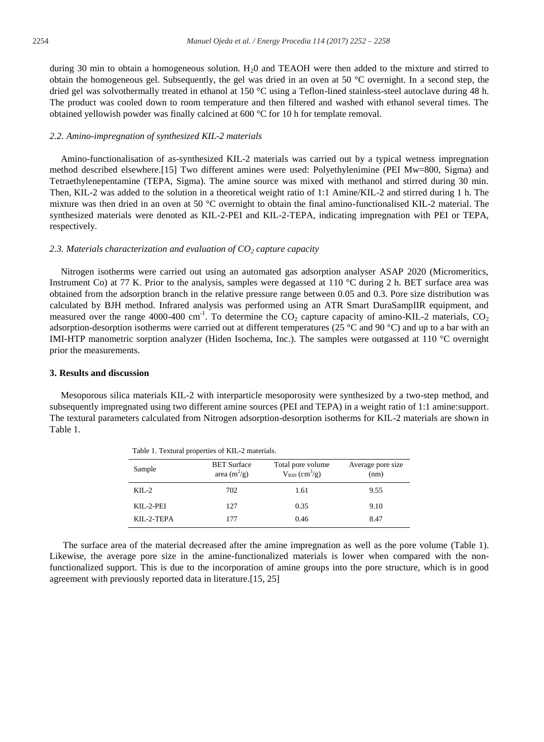during 30 min to obtain a homogeneous solution. $H_20$ and TEAOH were then added to the mixture and stirred to obtain the homogeneous gel. Subsequently, the gel was dried in an oven at 50 °C overnight. In a second step, the dried gel was solvothermally treated in ethanol at 150 °C using a Teflon-lined stainless-steel autoclave during 48 h. The product was cooled down to room temperature and then filtered and washed with ethanol several times. The obtained yellowish powder was finally calcined at 600 °C for 10 h for template removal.

### *2.2. Amino-impregnation of synthesized KIL-2 materials*

Amino-functionalisation of as-synthesized KIL-2 materials was carried out by a typical wetness impregnation method described elsewhere.[15] Two different amines were used: Polyethylenimine (PEI Mw=800, Sigma) and Tetraethylenepentamine (TEPA, Sigma). The amine source was mixed with methanol and stirred during 30 min. Then, KIL-2 was added to the solution in a theoretical weight ratio of 1:1 Amine/KIL-2 and stirred during 1 h. The mixture was then dried in an oven at 50 °C overnight to obtain the final amino-functionalised KIL-2 material. The synthesized materials were denoted as KIL-2-PEI and KIL-2-TEPA, indicating impregnation with PEI or TEPA, respectively.

### *2.3. Materials characterization and evaluation of $CO_2$ capture capacity*

Nitrogen isotherms were carried out using an automated gas adsorption analyser ASAP 2020 (Micromeritics, Instrument Co) at 77 K. Prior to the analysis, samples were degassed at 110 °C during 2 h. BET surface area was obtained from the adsorption branch in the relative pressure range between 0.05 and 0.3. Pore size distribution was calculated by BJH method. Infrared analysis was performed using an ATR Smart DuraSampIIR equipment, and measured over the range 4000-400 $cm^{-1}$. To determine the $CO_2$ capture capacity of amino-KIL-2 materials, $CO_2$ adsorption-desorption isotherms were carried out at different temperatures (25 °C and 90 °C) and up to a bar with an IMI-HTP manometric sorption analyzer (Hiden Isochema, Inc.). The samples were outgassed at 110 °C overnight prior the measurements.

## 3. Results and discussion

Mesoporous silica materials KIL-2 with interparticle mesoporosity were synthesized by a two-step method, and subsequently impregnated using two different amine sources (PEI and TEPA) in a weight ratio of 1:1 amine:support. The textural parameters calculated from Nitrogen adsorption-desorption isotherms for KIL-2 materials are shown in Table 1.

Table 1. Textural properties of KIL-2 materials.

| Sample | BET Surface area ($m^2/g$) | Total pore volume $V_{BJH}$ ($cm^3/g$) | Average pore size (nm) |
|---|---|---|---|
| KIL-2 | 702 | 1.61 | 9.55 |
| KIL-2-PEI | 127 | 0.35 | 9.10 |
| KIL-2-TEPA | 177 | 0.46 | 8.47 |

The surface area of the material decreased after the amine impregnation as well as the pore volume (Table 1). Likewise, the average pore size in the amine-functionalized materials is lower when compared with the non-functionalized support. This is due to the incorporation of amine groups into the pore structure, which is in good agreement with previously reported data in literature.[15, 25]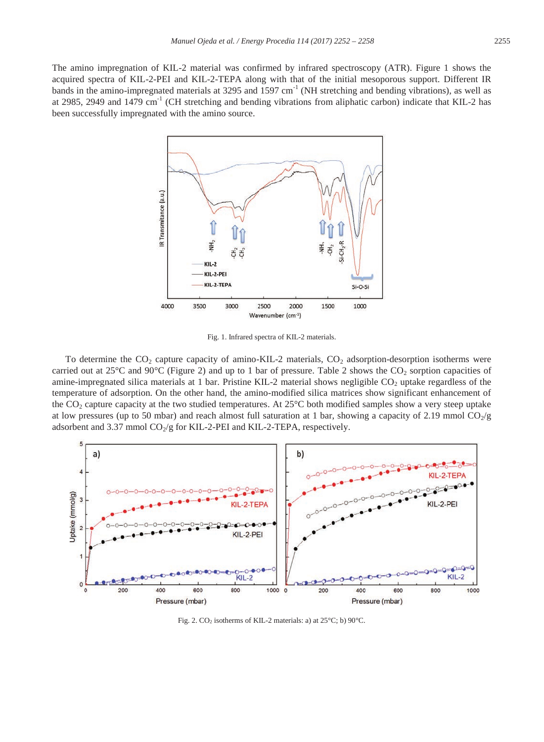The amino impregnation of KIL-2 material was confirmed by infrared spectroscopy (ATR). Figure 1 shows the acquired spectra of KIL-2-PEI and KIL-2-TEPA along with that of the initial mesoporous support. Different IR bands in the amino-impregnated materials at 3295 and 1597 $cm^{-1}$ (NH stretching and bending vibrations), as well as at 2985, 2949 and 1479 $cm^{-1}$ (CH stretching and bending vibrations from aliphatic carbon) indicate that KIL-2 has been successfully impregnated with the amino source.

Fig. 1. Infrared spectra of KIL-2 materials.

To determine the $CO_2$ capture capacity of amino-KIL-2 materials, $CO_2$ adsorption-desorption isotherms were carried out at 25°C and 90°C (Figure 2) and up to 1 bar of pressure. Table 2 shows the $CO_2$ sorption capacities of amine-impregnated silica materials at 1 bar. Pristine KIL-2 material shows negligible $CO_2$ uptake regardless of the temperature of adsorption. On the other hand, the amino-modified silica matrices show significant enhancement of the $CO_2$ capture capacity at the two studied temperatures. At 25°C both modified samples show a very steep uptake at low pressures (up to 50 mbar) and reach almost full saturation at 1 bar, showing a capacity of 2.19 mmol $CO_2$/g adsorbent and 3.37 mmol $CO_2$/g for KIL-2-PEI and KIL-2-TEPA, respectively.

Fig. 2. $CO_2$ isotherms of KIL-2 materials: a) at 25°C; b) 90°C.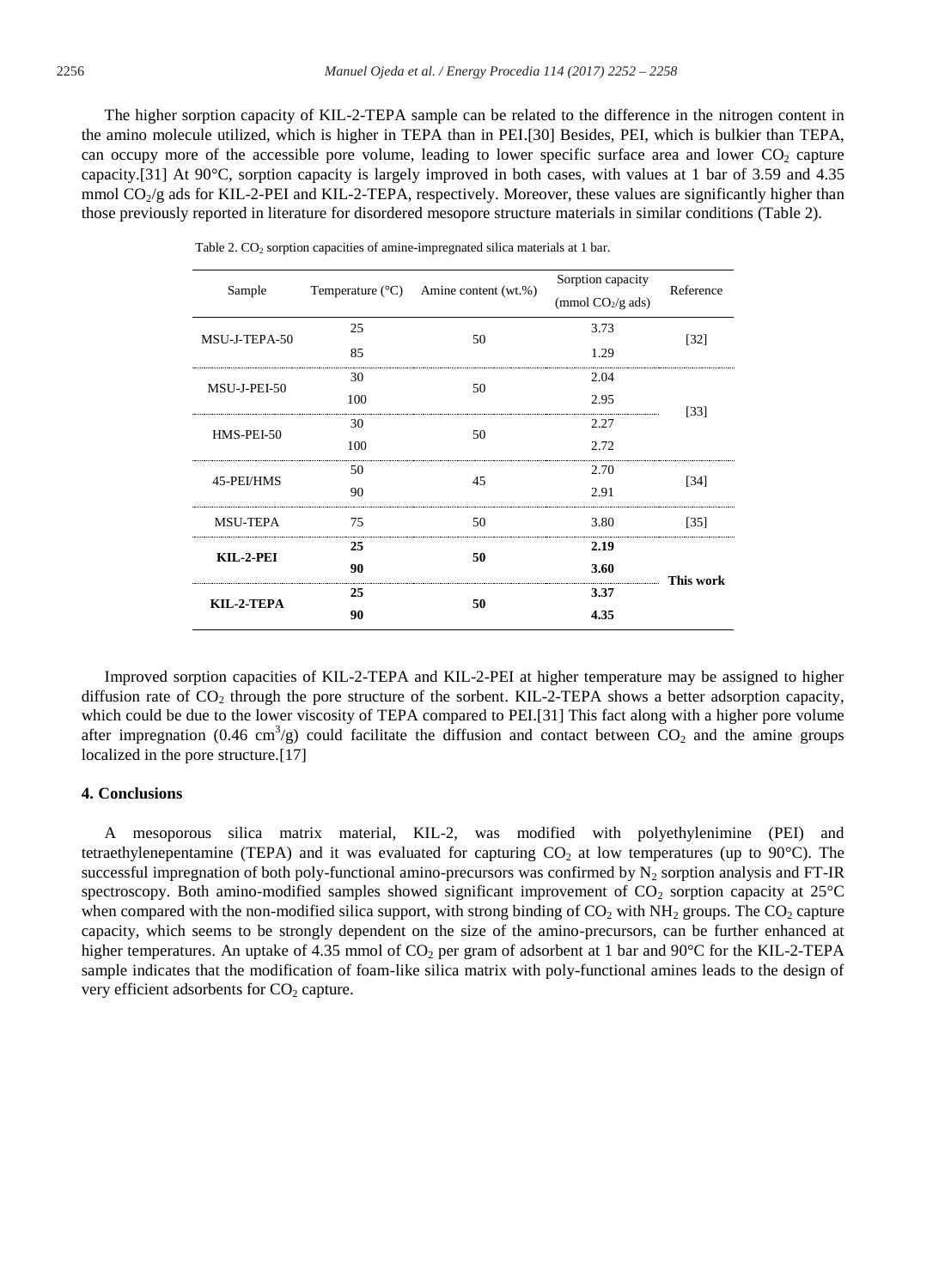The higher sorption capacity of KIL-2-TEPA sample can be related to the difference in the nitrogen content in the amino molecule utilized, which is higher in TEPA than in PEI.[30] Besides, PEI, which is bulkier than TEPA, can occupy more of the accessible pore volume, leading to lower specific surface area and lower $CO_2$ capture capacity.[31] At 90°C, sorption capacity is largely improved in both cases, with values at 1 bar of 3.59 and 4.35 mmol $CO_2$/g ads for KIL-2-PEI and KIL-2-TEPA, respectively. Moreover, these values are significantly higher than those previously reported in literature for disordered mesopore structure materials in similar conditions (Table 2).

Table 2. $CO_2$ sorption capacities of amine-impregnated silica materials at 1 bar.

| Sample | Temperature (°C) | Amine content (wt.%) | Sorption capacity (mmol $CO_2$/g ads) | Reference |
|---|---|---|---|---|
| MSU-J-TEPA-50 | 25 | 50 | 3.73 | [32] |
| | 85 | | 1.29 | |
| MSU-J-PEI-50 | 30 | 50 | 2.04 | [33] |
| | 100 | | 2.95 | |
| HMS-PEI-50 | 30 | 50 | 2.27 | |
| | 100 | | 2.72 | |
| 45-PEI/HMS | 50 | 45 | 2.70 | [34] |
| | 90 | | 2.91 | |
| MSU-TEPA | 75 | 50 | 3.80 | [35] |
| **KIL-2-PEI** | **25** | **50** | **2.19** | **This work** |
| | **90** | | **3.60** | |
| **KIL-2-TEPA** | **25** | **50** | **3.37** | |
| | **90** | | **4.35** | |

Improved sorption capacities of KIL-2-TEPA and KIL-2-PEI at higher temperature may be assigned to higher diffusion rate of $CO_2$ through the pore structure of the sorbent. KIL-2-TEPA shows a better adsorption capacity, which could be due to the lower viscosity of TEPA compared to PEI.[31] This fact along with a higher pore volume after impregnation (0.46 $cm^3/g$) could facilitate the diffusion and contact between $CO_2$ and the amine groups localized in the pore structure.[17]

## 4. Conclusions

A mesoporous silica matrix material, KIL-2, was modified with polyethylenimine (PEI) and tetraethylenepentamine (TEPA) and it was evaluated for capturing $CO_2$ at low temperatures (up to 90°C). The successful impregnation of both poly-functional amino-precursors was confirmed by $N_2$ sorption analysis and FT-IR spectroscopy. Both amino-modified samples showed significant improvement of $CO_2$ sorption capacity at 25°C when compared with the non-modified silica support, with strong binding of $CO_2$ with $NH_2$ groups. The $CO_2$ capture capacity, which seems to be strongly dependent on the size of the amino-precursors, can be further enhanced at higher temperatures. An uptake of 4.35 mmol of $CO_2$ per gram of adsorbent at 1 bar and 90°C for the KIL-2-TEPA sample indicates that the modification of foam-like silica matrix with poly-functional amines leads to the design of very efficient adsorbents for $CO_2$ capture.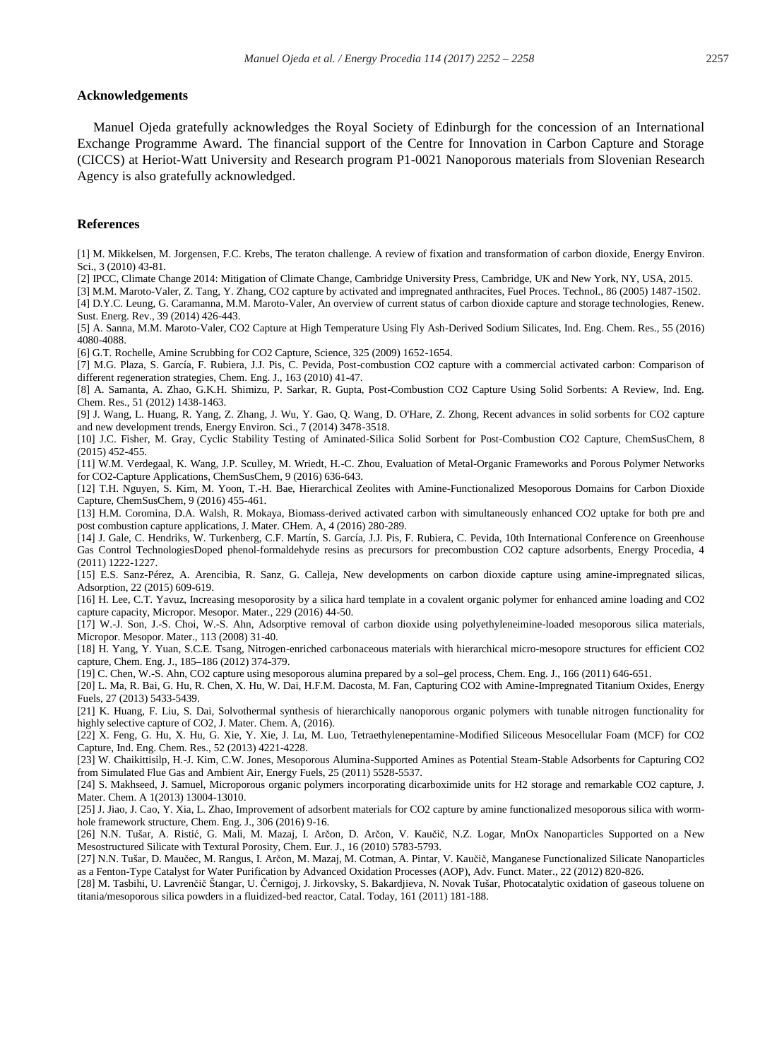## Acknowledgements

Manuel Ojeda gratefully acknowledges the Royal Society of Edinburgh for the concession of an International Exchange Programme Award. The financial support of the Centre for Innovation in Carbon Capture and Storage (CICCS) at Heriot-Watt University and Research program P1-0021 Nanoporous materials from Slovenian Research Agency is also gratefully acknowledged.

## References

[1] M. Mikkelsen, M. Jorgensen, F.C. Krebs, The teraton challenge. A review of fixation and transformation of carbon dioxide, Energy Environ. Sci., 3 (2010) 43-81.

[2] IPCC, Climate Change 2014: Mitigation of Climate Change, Cambridge University Press, Cambridge, UK and New York, NY, USA, 2015.

[3] M.M. Maroto-Valer, Z. Tang, Y. Zhang, CO2 capture by activated and impregnated anthracites, Fuel Proces. Technol., 86 (2005) 1487-1502.

[4] D.Y.C. Leung, G. Caramanna, M.M. Maroto-Valer, An overview of current status of carbon dioxide capture and storage technologies, Renew. Sust. Energ. Rev., 39 (2014) 426-443.

[5] A. Sanna, M.M. Maroto-Valer, CO2 Capture at High Temperature Using Fly Ash-Derived Sodium Silicates, Ind. Eng. Chem. Res., 55 (2016) 4080-4088.

[6] G.T. Rochelle, Amine Scrubbing for CO2 Capture, Science, 325 (2009) 1652-1654.

[7] M.G. Plaza, S. García, F. Rubiera, J.J. Pis, C. Pevida, Post-combustion CO2 capture with a commercial activated carbon: Comparison of different regeneration strategies, Chem. Eng. J., 163 (2010) 41-47.

[8] A. Samanta, A. Zhao, G.K.H. Shimizu, P. Sarkar, R. Gupta, Post-Combustion CO2 Capture Using Solid Sorbents: A Review, Ind. Eng. Chem. Res., 51 (2012) 1438-1463.

[9] J. Wang, L. Huang, R. Yang, Z. Zhang, J. Wu, Y. Gao, Q. Wang, D. O'Hare, Z. Zhong, Recent advances in solid sorbents for CO2 capture and new development trends, Energy Environ. Sci., 7 (2014) 3478-3518.

[10] J.C. Fisher, M. Gray, Cyclic Stability Testing of Aminated-Silica Solid Sorbent for Post-Combustion CO2 Capture, ChemSusChem, 8 (2015) 452-455.

[11] W.M. Verdegaal, K. Wang, J.P. Sculley, M. Wriedt, H.-C. Zhou, Evaluation of Metal-Organic Frameworks and Porous Polymer Networks for CO2-Capture Applications, ChemSusChem, 9 (2016) 636-643.

[12] T.H. Nguyen, S. Kim, M. Yoon, T.-H. Bae, Hierarchical Zeolites with Amine-Functionalized Mesoporous Domains for Carbon Dioxide Capture, ChemSusChem, 9 (2016) 455-461.

[13] H.M. Coromina, D.A. Walsh, R. Mokaya, Biomass-derived activated carbon with simultaneously enhanced CO2 uptake for both pre and post combustion capture applications, J. Mater. CHem. A, 4 (2016) 280-289.

[14] J. Gale, C. Hendriks, W. Turkenberg, C.F. Martín, S. García, J.J. Pis, F. Rubiera, C. Pevida, 10th International Conference on Greenhouse Gas Control TechnologiesDoped phenol-formaldehyde resins as precursors for precombustion CO2 capture adsorbents, Energy Procedia, 4 (2011) 1222-1227.

[15] E.S. Sanz-Pérez, A. Arencibia, R. Sanz, G. Calleja, New developments on carbon dioxide capture using amine-impregnated silicas, Adsorption, 22 (2015) 609-619.

[16] H. Lee, C.T. Yavuz, Increasing mesoporosity by a silica hard template in a covalent organic polymer for enhanced amine loading and CO2 capture capacity, Micropor. Mesopor. Mater., 229 (2016) 44-50.

[17] W.-J. Son, J.-S. Choi, W.-S. Ahn, Adsorptive removal of carbon dioxide using polyethyleneimine-loaded mesoporous silica materials, Micropor. Mesopor. Mater., 113 (2008) 31-40.

[18] H. Yang, Y. Yuan, S.C.E. Tsang, Nitrogen-enriched carbonaceous materials with hierarchical micro-mesopore structures for efficient CO2 capture, Chem. Eng. J., 185–186 (2012) 374-379.

[19] C. Chen, W.-S. Ahn, CO2 capture using mesoporous alumina prepared by a sol–gel process, Chem. Eng. J., 166 (2011) 646-651.

[20] L. Ma, R. Bai, G. Hu, R. Chen, X. Hu, W. Dai, H.F.M. Dacosta, M. Fan, Capturing CO2 with Amine-Impregnated Titanium Oxides, Energy Fuels, 27 (2013) 5433-5439.

[21] K. Huang, F. Liu, S. Dai, Solvothermal synthesis of hierarchically nanoporous organic polymers with tunable nitrogen functionality for highly selective capture of CO2, J. Mater. Chem. A, (2016).

[22] X. Feng, G. Hu, X. Hu, G. Xie, Y. Xie, J. Lu, M. Luo, Tetraethylenepentamine-Modified Siliceous Mesocellular Foam (MCF) for CO2 Capture, Ind. Eng. Chem. Res., 52 (2013) 4221-4228.

[23] W. Chaikittisilp, H.-J. Kim, C.W. Jones, Mesoporous Alumina-Supported Amines as Potential Steam-Stable Adsorbents for Capturing CO2 from Simulated Flue Gas and Ambient Air, Energy Fuels, 25 (2011) 5528-5537.

[24] S. Makhseed, J. Samuel, Microporous organic polymers incorporating dicarboximide units for H2 storage and remarkable CO2 capture, J. Mater. Chem. A 1(2013) 13004-13010.

[25] J. Jiao, J. Cao, Y. Xia, L. Zhao, Improvement of adsorbent materials for CO2 capture by amine functionalized mesoporous silica with worm-hole framework structure, Chem. Eng. J., 306 (2016) 9-16.

[26] N.N. Tušar, A. Ristić, G. Mali, M. Mazaj, I. Arčon, D. Arčon, V. Kaučič, N.Z. Logar, MnOx Nanoparticles Supported on a New Mesostructured Silicate with Textural Porosity, Chem. Eur. J., 16 (2010) 5783-5793.

[27] N.N. Tušar, D. Maučec, M. Rangus, I. Arčon, M. Mazaj, M. Cotman, A. Pintar, V. Kaučič, Manganese Functionalized Silicate Nanoparticles as a Fenton-Type Catalyst for Water Purification by Advanced Oxidation Processes (AOP), Adv. Funct. Mater., 22 (2012) 820-826.

[28] M. Tasbihi, U. Lavrenčič Štangar, U. Černigoj, J. Jirkovsky, S. Bakardjieva, N. Novak Tušar, Photocatalytic oxidation of gaseous toluene on titania/mesoporous silica powders in a fluidized-bed reactor, Catal. Today, 161 (2011) 181-188.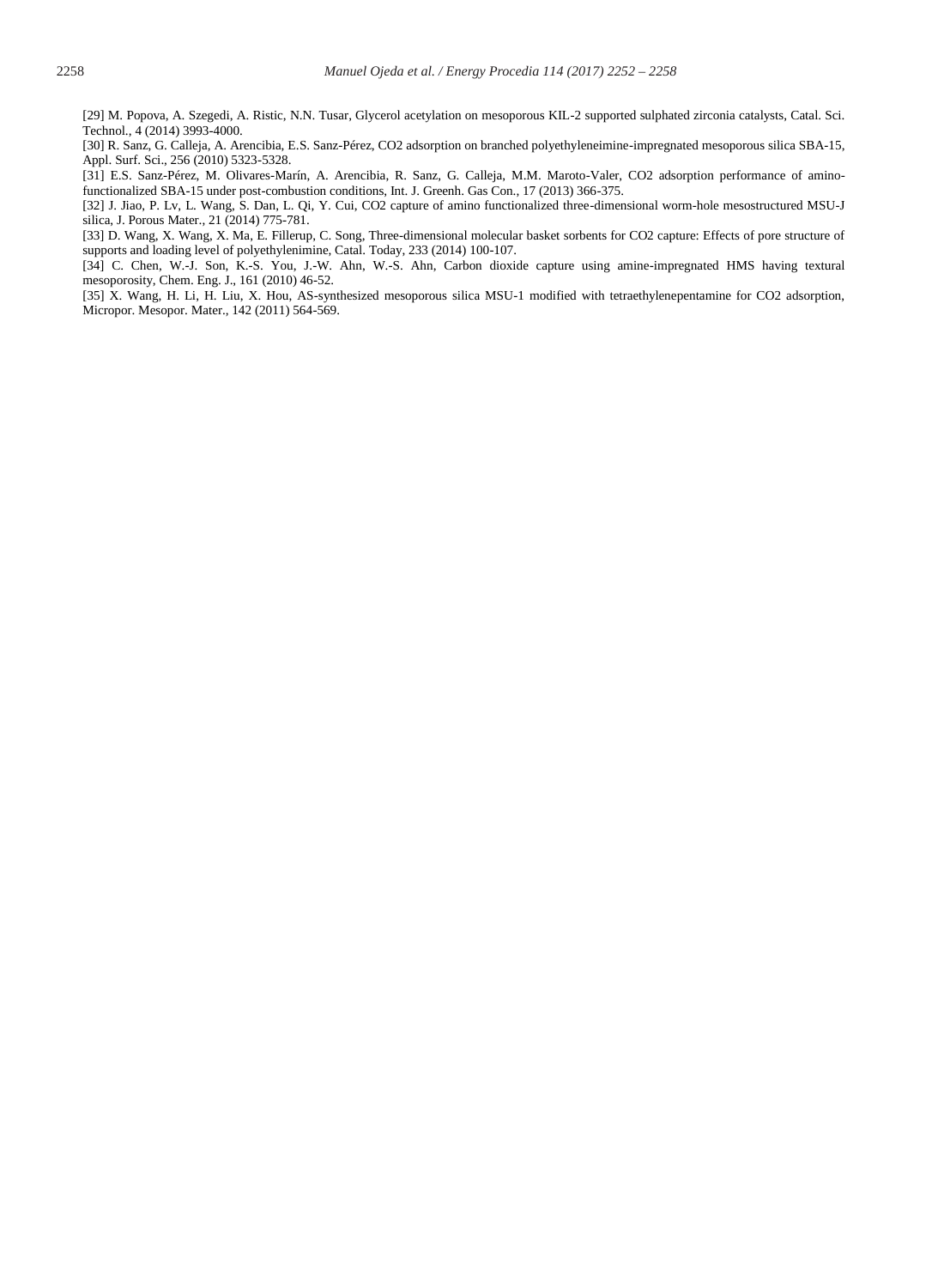[29] M. Popova, A. Szegedi, A. Ristic, N.N. Tusar, Glycerol acetylation on mesoporous KIL-2 supported sulphated zirconia catalysts, Catal. Sci. Technol., 4 (2014) 3993-4000.

[30] R. Sanz, G. Calleja, A. Arencibia, E.S. Sanz-Pérez, CO2 adsorption on branched polyethyleneimine-impregnated mesoporous silica SBA-15, Appl. Surf. Sci., 256 (2010) 5323-5328.

[31] E.S. Sanz-Pérez, M. Olivares-Marín, A. Arencibia, R. Sanz, G. Calleja, M.M. Maroto-Valer, CO2 adsorption performance of amino-functionalized SBA-15 under post-combustion conditions, Int. J. Greenh. Gas Con., 17 (2013) 366-375.

[32] J. Jiao, P. Lv, L. Wang, S. Dan, L. Qi, Y. Cui, CO2 capture of amino functionalized three-dimensional worm-hole mesostructured MSU-J silica, J. Porous Mater., 21 (2014) 775-781.

[33] D. Wang, X. Wang, X. Ma, E. Fillerup, C. Song, Three-dimensional molecular basket sorbents for CO2 capture: Effects of pore structure of supports and loading level of polyethylenimine, Catal. Today, 233 (2014) 100-107.

[34] C. Chen, W.-J. Son, K.-S. You, J.-W. Ahn, W.-S. Ahn, Carbon dioxide capture using amine-impregnated HMS having textural mesoporosity, Chem. Eng. J., 161 (2010) 46-52.

[35] X. Wang, H. Li, H. Liu, X. Hou, AS-synthesized mesoporous silica MSU-1 modified with tetraethylenepentamine for CO2 adsorption, Micropor. Mesopor. Mater., 142 (2011) 564-569.